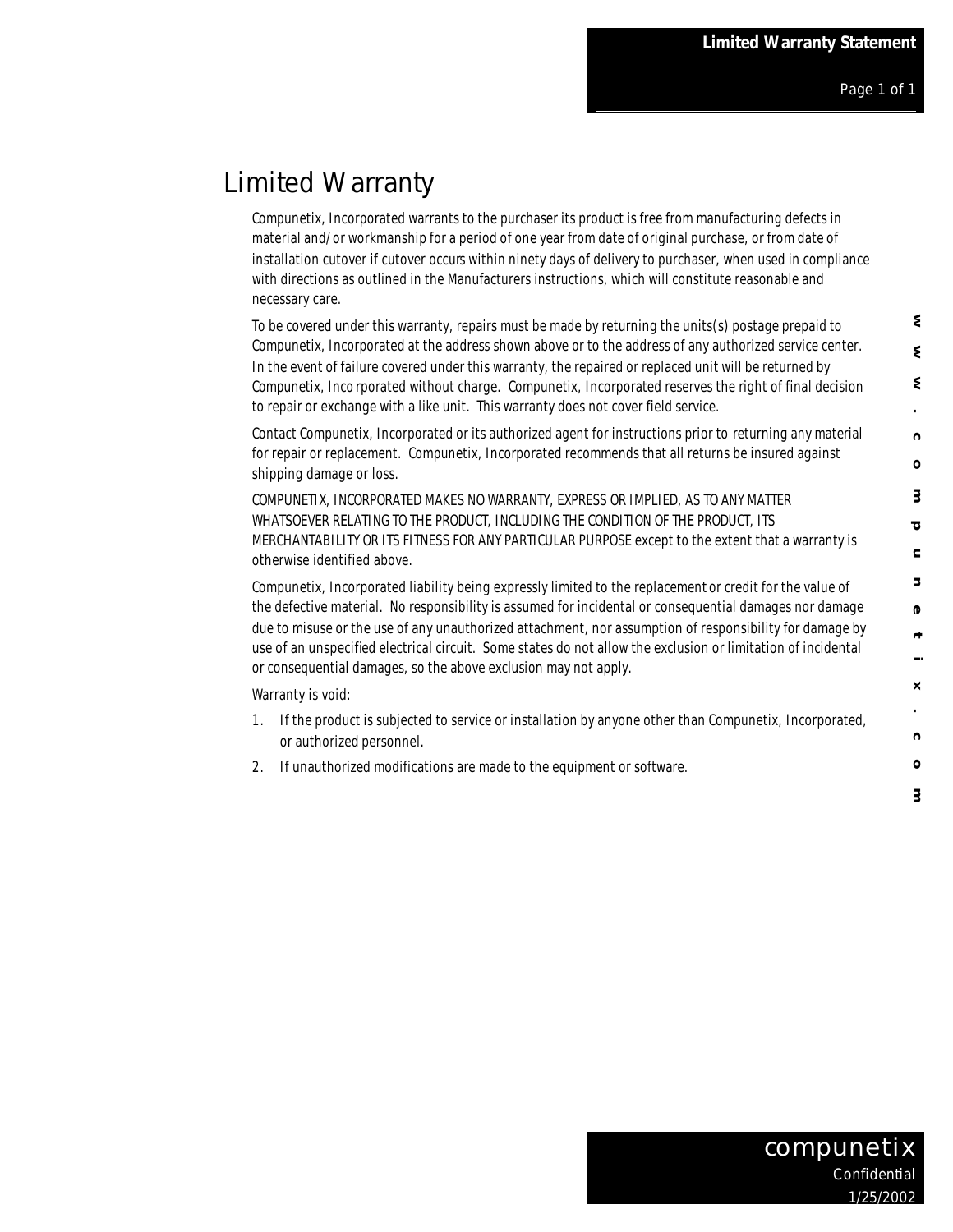# Limited Warranty

Compunetix, Incorporated warrants to the purchaser its product is free from manufacturing defects in material and/or workmanship for a period of one year from date of original purchase, or from date of installation cutover if cutover occurs within ninety days of delivery to purchaser, when used in compliance with directions as outlined in the Manufacturers instructions, which will constitute reasonable and necessary care.

To be covered under this warranty, repairs must be made by returning the units(s) postage prepaid to Compunetix, Incorporated at the address shown above or to the address of any authorized service center. In the event of failure covered under this warranty, the repaired or replaced unit will be returned by Compunetix, Incorporated without charge. Compunetix, Incorporated reserves the right of final decision to repair or exchange with a like unit. This warranty does not cover field service.

Contact Compunetix, Incorporated or its authorized agent for instructions prior to returning any material for repair or replacement. Compunetix, Incorporated recommends that all returns be insured against shipping damage or loss.

COMPUNETIX, INCORPORATED MAKES NO WARRANTY, EXPRESS OR IMPLIED, AS TO ANY MATTER WHATSOEVER RELATING TO THE PRODUCT, INCLUDING THE CONDITION OF THE PRODUCT, ITS MERCHANTABILITY OR ITS FITNESS FOR ANY PARTICULAR PURPOSE except to the extent that a warranty is otherwise identified above.

Compunetix, Incorporated liability being expressly limited to the replacement or credit for the value of the defective material. No responsibility is assumed for incidental or consequential damages nor damage due to misuse or the use of any unauthorized attachment, nor assumption of responsibility for damage by use of an unspecified electrical circuit. Some states do not allow the exclusion or limitation of incidental or consequential damages, so the above exclusion may not apply.

Warranty is void:

1. If the product is subjected to service or installation by anyone other than Compunetix, Incorporated, or authorized personnel.
2. If unauthorized modifications are made to the equipment or software.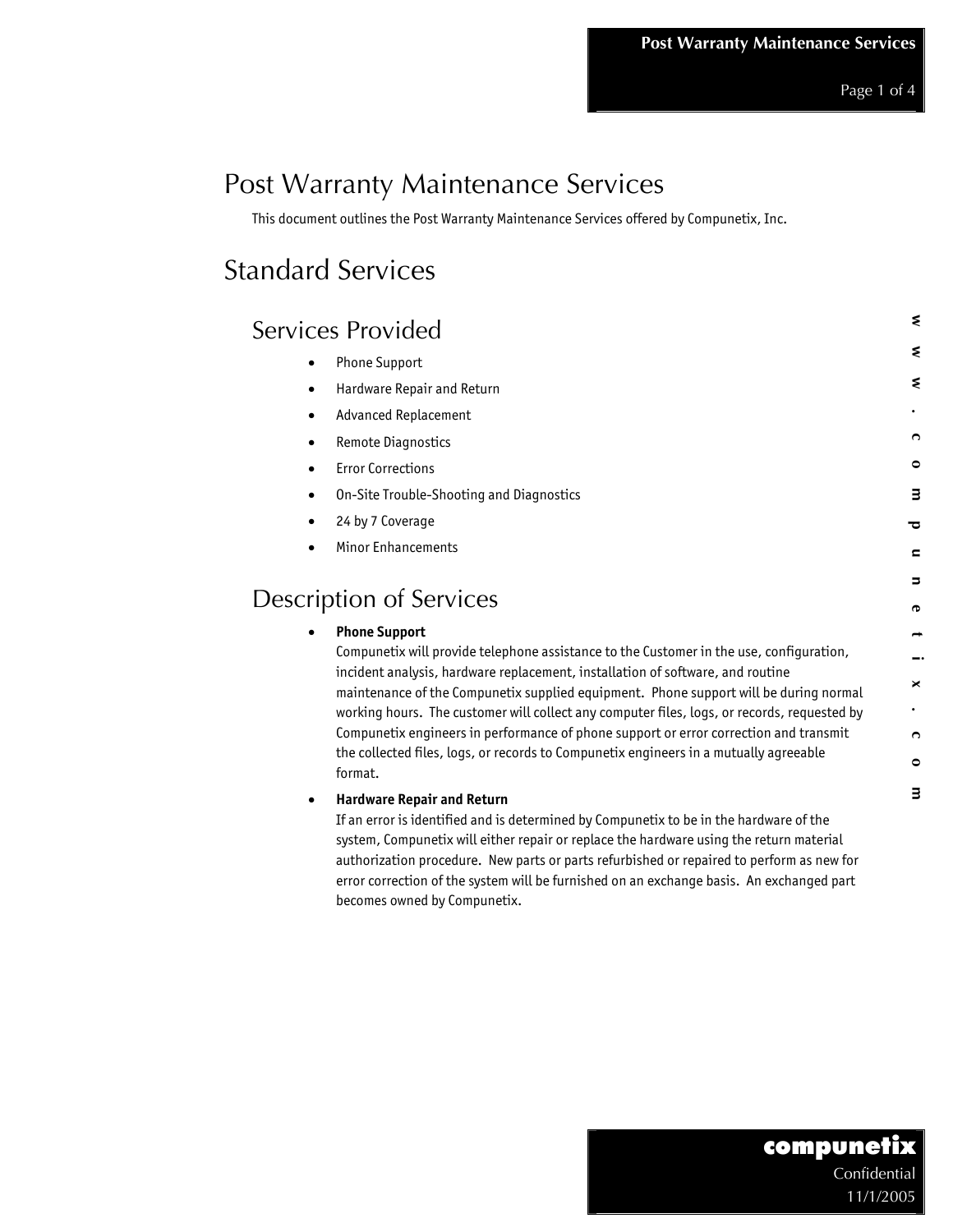# Post Warranty Maintenance Services

This document outlines the Post Warranty Maintenance Services offered by Compunetix, Inc.

# Standard Services

## Services Provided

- Phone Support
- Hardware Repair and Return
- Advanced Replacement
- Remote Diagnostics
- Error Corrections
- On-Site Trouble-Shooting and Diagnostics
- 24 by 7 Coverage
- Minor Enhancements

## Description of Services

- **Phone Support**
  Compunetix will provide telephone assistance to the Customer in the use, configuration, incident analysis, hardware replacement, installation of software, and routine maintenance of the Compunetix supplied equipment. Phone support will be during normal working hours. The customer will collect any computer files, logs, or records, requested by Compunetix engineers in performance of phone support or error correction and transmit the collected files, logs, or records to Compunetix engineers in a mutually agreeable format.

- **Hardware Repair and Return**
  If an error is identified and is determined by Compunetix to be in the hardware of the system, Compunetix will either repair or replace the hardware using the return material authorization procedure. New parts or parts refurbished or repaired to perform as new for error correction of the system will be furnished on an exchange basis. An exchanged part becomes owned by Compunetix.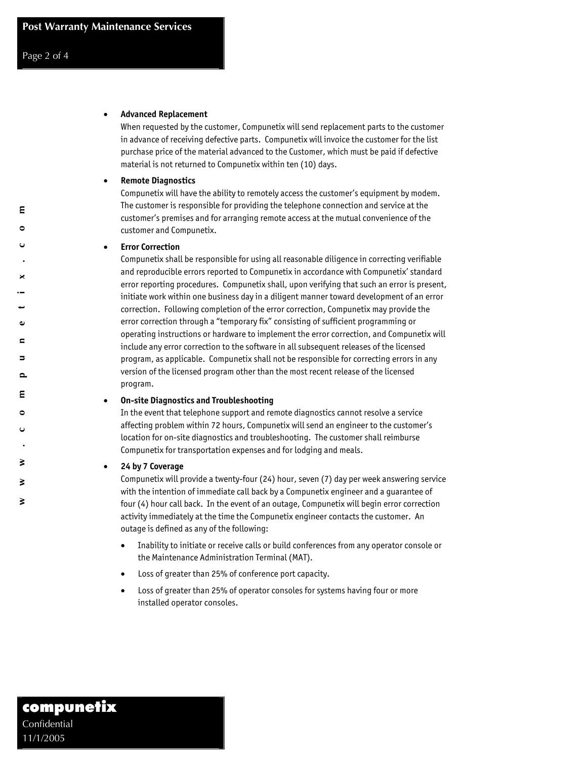- **Advanced Replacement**
  When requested by the customer, Compunetix will send replacement parts to the customer in advance of receiving defective parts. Compunetix will invoice the customer for the list purchase price of the material advanced to the Customer, which must be paid if defective material is not returned to Compunetix within ten (10) days.

- **Remote Diagnostics**
  Compunetix will have the ability to remotely access the customer's equipment by modem. The customer is responsible for providing the telephone connection and service at the customer's premises and for arranging remote access at the mutual convenience of the customer and Compunetix.

- **Error Correction**
  Compunetix shall be responsible for using all reasonable diligence in correcting verifiable and reproducible errors reported to Compunetix in accordance with Compunetix' standard error reporting procedures. Compunetix shall, upon verifying that such an error is present, initiate work within one business day in a diligent manner toward development of an error correction. Following completion of the error correction, Compunetix may provide the error correction through a "temporary fix" consisting of sufficient programming or operating instructions or hardware to implement the error correction, and Compunetix will include any error correction to the software in all subsequent releases of the licensed program, as applicable. Compunetix shall not be responsible for correcting errors in any version of the licensed program other than the most recent release of the licensed program.

- **On-site Diagnostics and Troubleshooting**
  In the event that telephone support and remote diagnostics cannot resolve a service affecting problem within 72 hours, Compunetix will send an engineer to the customer's location for on-site diagnostics and troubleshooting. The customer shall reimburse Compunetix for transportation expenses and for lodging and meals.

- **24 by 7 Coverage**
  Compunetix will provide a twenty-four (24) hour, seven (7) day per week answering service with the intention of immediate call back by a Compunetix engineer and a guarantee of four (4) hour call back. In the event of an outage, Compunetix will begin error correction activity immediately at the time the Compunetix engineer contacts the customer. An outage is defined as any of the following:

  - Inability to initiate or receive calls or build conferences from any operator console or the Maintenance Administration Terminal (MAT).
  - Loss of greater than 25% of conference port capacity.
  - Loss of greater than 25% of operator consoles for systems having four or more installed operator consoles.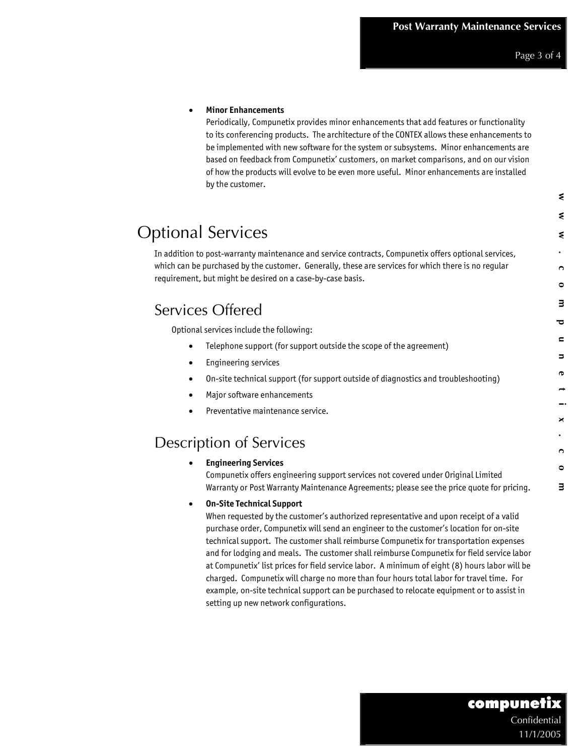- **Minor Enhancements**
  Periodically, Compunetix provides minor enhancements that add features or functionality to its conferencing products. The architecture of the CONTEX allows these enhancements to be implemented with new software for the system or subsystems. Minor enhancements are based on feedback from Compunetix' customers, on market comparisons, and on our vision of how the products will evolve to be even more useful. Minor enhancements are installed by the customer.

# Optional Services

In addition to post-warranty maintenance and service contracts, Compunetix offers optional services, which can be purchased by the customer. Generally, these are services for which there is no regular requirement, but might be desired on a case-by-case basis.

## Services Offered

Optional services include the following:

- Telephone support (for support outside the scope of the agreement)
- Engineering services
- On-site technical support (for support outside of diagnostics and troubleshooting)
- Major software enhancements
- Preventative maintenance service.

## Description of Services

- **Engineering Services**
  Compunetix offers engineering support services not covered under Original Limited Warranty or Post Warranty Maintenance Agreements; please see the price quote for pricing.
- **On-Site Technical Support**
  When requested by the customer's authorized representative and upon receipt of a valid purchase order, Compunetix will send an engineer to the customer's location for on-site technical support. The customer shall reimburse Compunetix for transportation expenses and for lodging and meals. The customer shall reimburse Compunetix for field service labor at Compunetix' list prices for field service labor. A minimum of eight (8) hours labor will be charged. Compunetix will charge no more than four hours total labor for travel time. For example, on-site technical support can be purchased to relocate equipment or to assist in setting up new network configurations.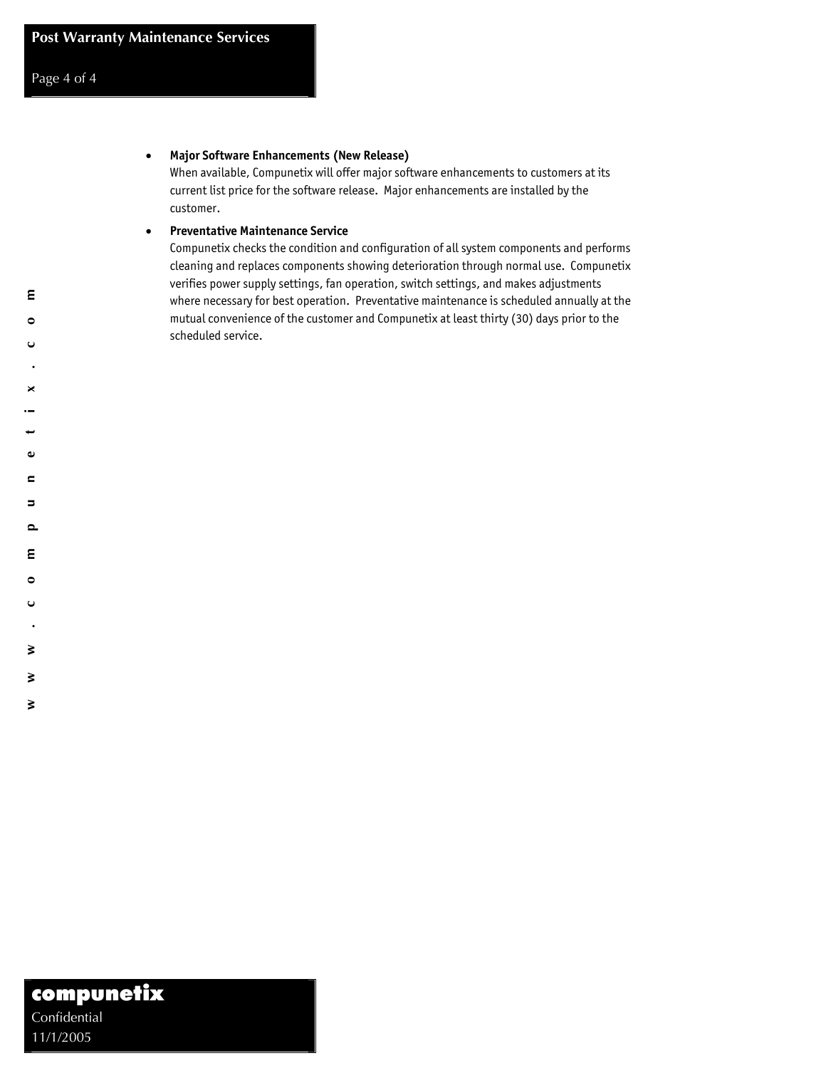- **Major Software Enhancements (New Release)**
  When available, Compunetix will offer major software enhancements to customers at its current list price for the software release. Major enhancements are installed by the customer.
- **Preventative Maintenance Service**
  Compunetix checks the condition and configuration of all system components and performs cleaning and replaces components showing deterioration through normal use. Compunetix verifies power supply settings, fan operation, switch settings, and makes adjustments where necessary for best operation. Preventative maintenance is scheduled annually at the mutual convenience of the customer and Compunetix at least thirty (30) days prior to the scheduled service.